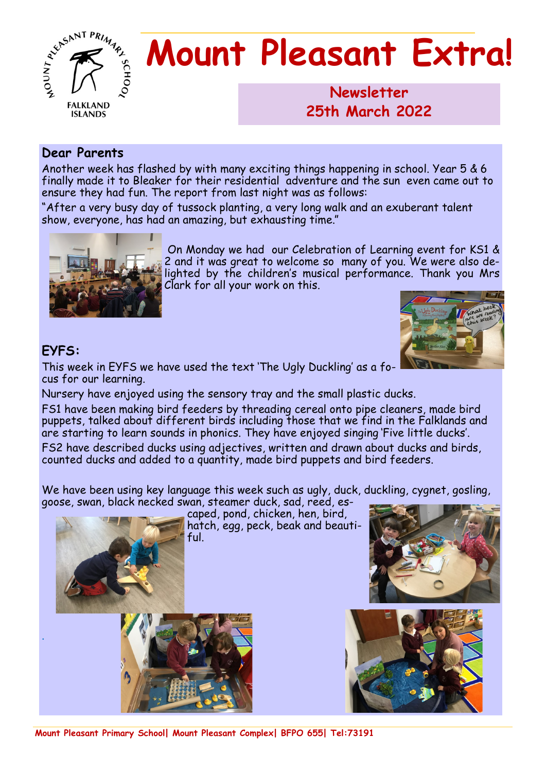# Mount Pleasant Extra!

## Newsletter
## 25th March 2022

### Dear Parents

Another week has flashed by with many exciting things happening in school. Year 5 & 6 finally made it to Bleaker for their residential adventure and the sun even came out to ensure they had fun. The report from last night was as follows:

"After a very busy day of tussock planting, a very long walk and an exuberant talent show, everyone, has had an amazing, but exhausting time."

On Monday we had our Celebration of Learning event for KS1 & 2 and it was great to welcome so many of you. We were also delighted by the children's musical performance. Thank you Mrs Clark for all your work on this.

### EYFS:

This week in EYFS we have used the text 'The Ugly Duckling' as a focus for our learning.

Nursery have enjoyed using the sensory tray and the small plastic ducks.

FS1 have been making bird feeders by threading cereal onto pipe cleaners, made bird puppets, talked about different birds including those that we find in the Falklands and are starting to learn sounds in phonics. They have enjoyed singing 'Five little ducks'.

FS2 have described ducks using adjectives, written and drawn about ducks and birds, counted ducks and added to a quantity, made bird puppets and bird feeders.

We have been using key language this week such as ugly, duck, duckling, cygnet, gosling, goose, swan, black necked swan, steamer duck, sad, reed, escaped, pond, chicken, hen, bird, hatch, egg, peck, beak and beautiful.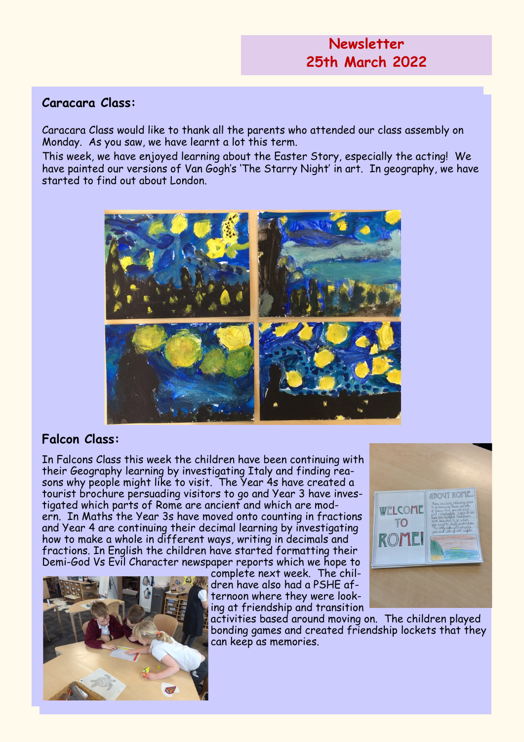# Newsletter
# 25th March 2022

## Caracara Class:

Caracara Class would like to thank all the parents who attended our class assembly on Monday. As you saw, we have learnt a lot this term.

This week, we have enjoyed learning about the Easter Story, especially the acting! We have painted our versions of Van Gogh's 'The Starry Night' in art. In geography, we have started to find out about London.

## Falcon Class:

In Falcons Class this week the children have been continuing with their Geography learning by investigating Italy and finding reasons why people might like to visit. The Year 4s have created a tourist brochure persuading visitors to go and Year 3 have investigated which parts of Rome are ancient and which are modern. In Maths the Year 3s have moved onto counting in fractions and Year 4 are continuing their decimal learning by investigating how to make a whole in different ways, writing in decimals and fractions. In English the children have started formatting their Demi-God Vs Evil Character newspaper reports which we hope to complete next week. The children have also had a PSHE afternoon where they were looking at friendship and transition activities based around moving on. The children played bonding games and created friendship lockets that they can keep as memories.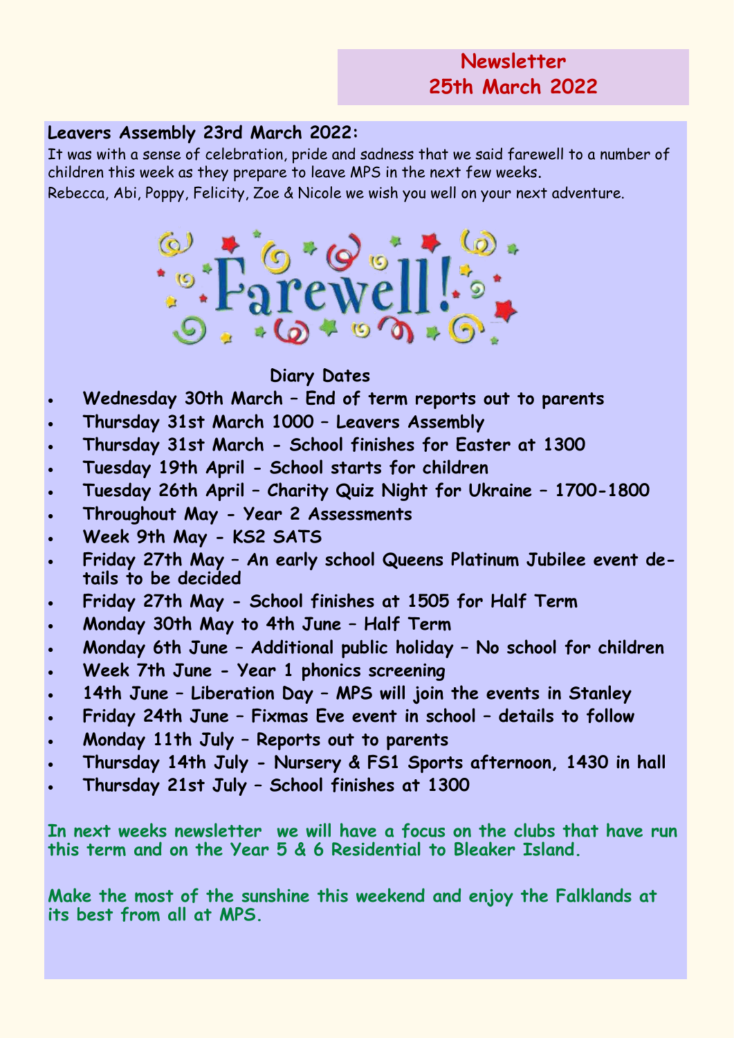## Newsletter
## 25th March 2022

**Leavers Assembly 23rd March 2022:**

It was with a sense of celebration, pride and sadness that we said farewell to a number of children this week as they prepare to leave MPS in the next few weeks.

Rebecca, Abi, Poppy, Felicity, Zoe & Nicole we wish you well on your next adventure.

### Diary Dates

- **Wednesday 30th March – End of term reports out to parents**
- **Thursday 31st March 1000 – Leavers Assembly**
- **Thursday 31st March - School finishes for Easter at 1300**
- **Tuesday 19th April - School starts for children**
- **Tuesday 26th April – Charity Quiz Night for Ukraine – 1700-1800**
- **Throughout May - Year 2 Assessments**
- **Week 9th May - KS2 SATS**
- **Friday 27th May – An early school Queens Platinum Jubilee event details to be decided**
- **Friday 27th May - School finishes at 1505 for Half Term**
- **Monday 30th May to 4th June – Half Term**
- **Monday 6th June – Additional public holiday – No school for children**
- **Week 7th June - Year 1 phonics screening**
- **14th June – Liberation Day – MPS will join the events in Stanley**
- **Friday 24th June – Fixmas Eve event in school – details to follow**
- **Monday 11th July – Reports out to parents**
- **Thursday 14th July - Nursery & FS1 Sports afternoon, 1430 in hall**
- **Thursday 21st July – School finishes at 1300**

**In next weeks newsletter we will have a focus on the clubs that have run this term and on the Year 5 & 6 Residential to Bleaker Island.**

**Make the most of the sunshine this weekend and enjoy the Falklands at its best from all at MPS.**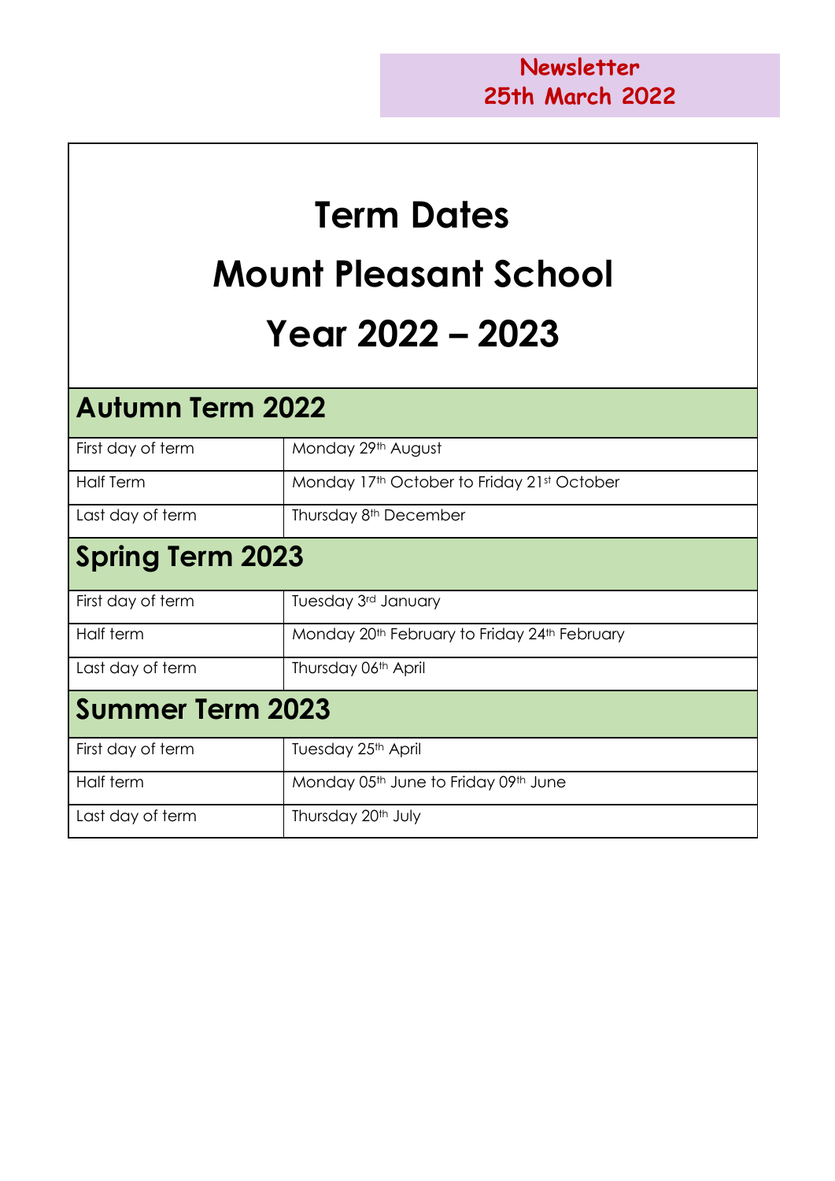**Newsletter**
**25th March 2022**

# Term Dates

# Mount Pleasant School

# Year 2022 – 2023

## Autumn Term 2022

| | |
|---|---|
| First day of term | Monday 29th August |
| Half Term | Monday 17th October to Friday 21st October |
| Last day of term | Thursday 8th December |

## Spring Term 2023

| | |
|---|---|
| First day of term | Tuesday 3rd January |
| Half term | Monday 20th February to Friday 24th February |
| Last day of term | Thursday 06th April |

## Summer Term 2023

| | |
|---|---|
| First day of term | Tuesday 25th April |
| Half term | Monday 05th June to Friday 09th June |
| Last day of term | Thursday 20th July |